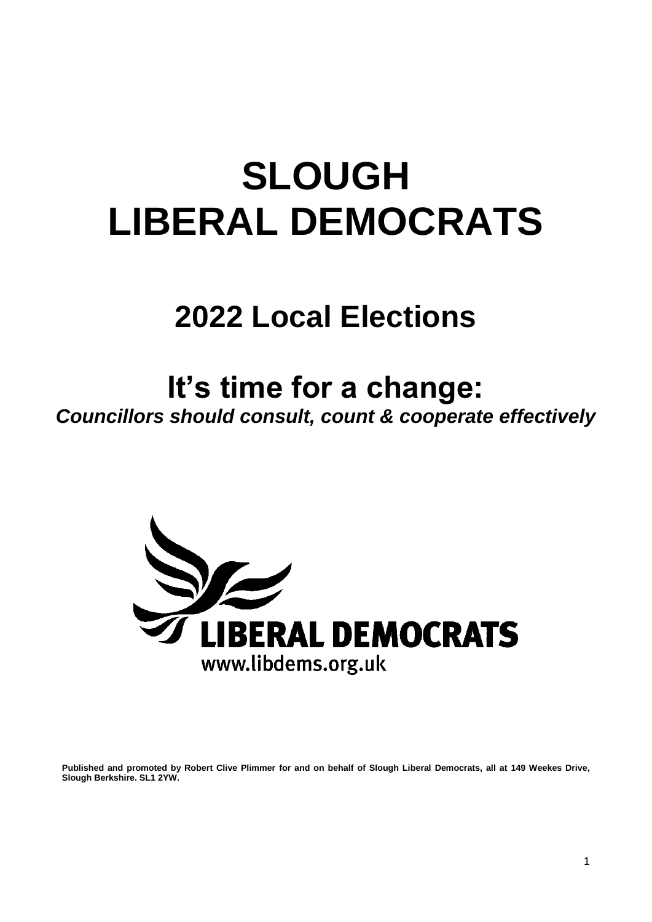# SLOUGH LIBERAL DEMOCRATS

## 2022 Local Elections

## It's time for a change:

***Councillors should consult, count & cooperate effectively***

LIBERAL DEMOCRATS

www.libdems.org.uk

**Published and promoted by Robert Clive Plimmer for and on behalf of Slough Liberal Democrats, all at 149 Weekes Drive, Slough Berkshire. SL1 2YW.**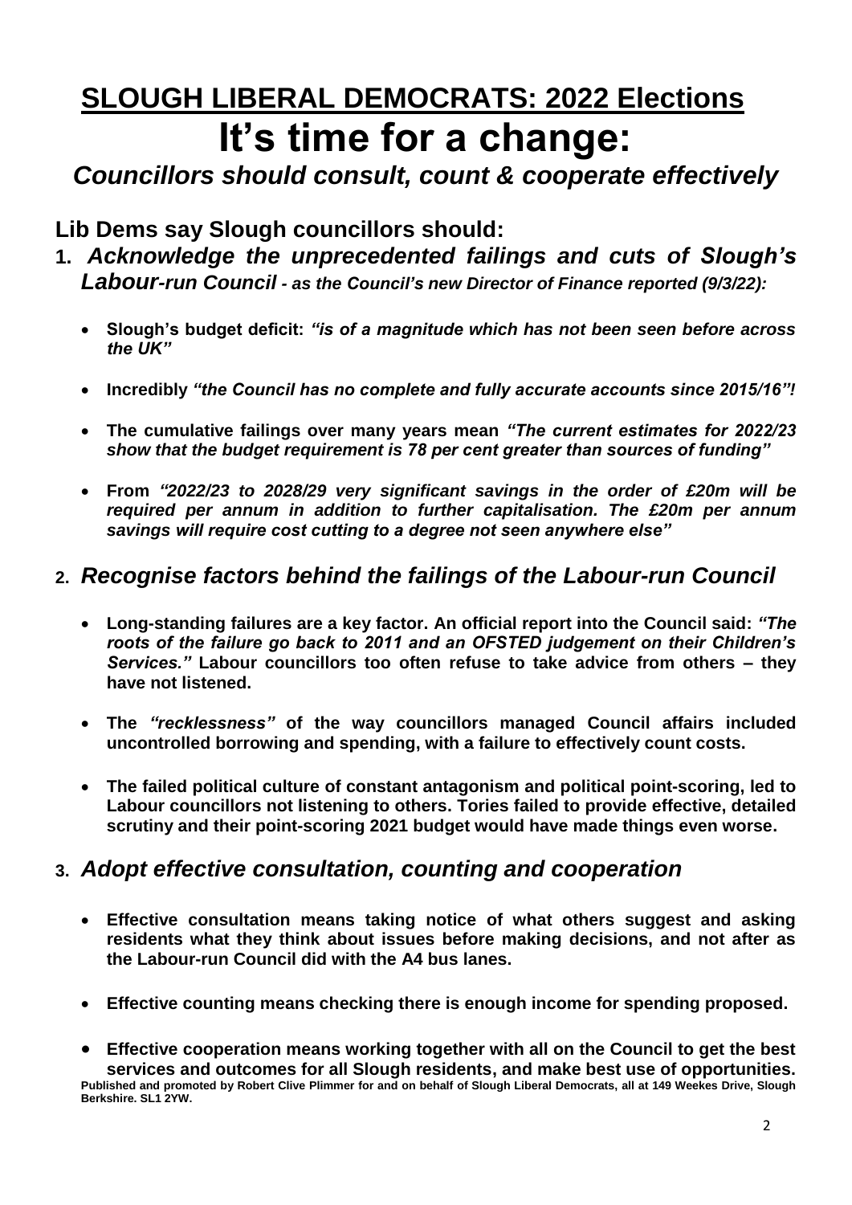# SLOUGH LIBERAL DEMOCRATS: 2022 Elections

# It's time for a change:

## *Councillors should consult, count & cooperate effectively*

### Lib Dems say Slough councillors should:

**1.** ***Acknowledge the unprecedented failings and cuts of Slough's Labour-run Council - as the Council's new Director of Finance reported (9/3/22):***

- **Slough's budget deficit:** ***"is of a magnitude which has not been seen before across the UK"***
- **Incredibly** ***"the Council has no complete and fully accurate accounts since 2015/16"!***
- **The cumulative failings over many years mean** ***"The current estimates for 2022/23 show that the budget requirement is 78 per cent greater than sources of funding"***
- **From** ***"2022/23 to 2028/29 very significant savings in the order of £20m will be required per annum in addition to further capitalisation. The £20m per annum savings will require cost cutting to a degree not seen anywhere else"***

**2.** ***Recognise factors behind the failings of the Labour-run Council***

- **Long-standing failures are a key factor. An official report into the Council said:** ***"The roots of the failure go back to 2011 and an OFSTED judgement on their Children's Services."*** **Labour councillors too often refuse to take advice from others – they have not listened.**
- **The** ***"recklessness"*** **of the way councillors managed Council affairs included uncontrolled borrowing and spending, with a failure to effectively count costs.**
- **The failed political culture of constant antagonism and political point-scoring, led to Labour councillors not listening to others. Tories failed to provide effective, detailed scrutiny and their point-scoring 2021 budget would have made things even worse.**

**3.** ***Adopt effective consultation, counting and cooperation***

- **Effective consultation means taking notice of what others suggest and asking residents what they think about issues before making decisions, and not after as the Labour-run Council did with the A4 bus lanes.**
- **Effective counting means checking there is enough income for spending proposed.**
- **Effective cooperation means working together with all on the Council to get the best services and outcomes for all Slough residents, and make best use of opportunities.**

**Published and promoted by Robert Clive Plimmer for and on behalf of Slough Liberal Democrats, all at 149 Weekes Drive, Slough Berkshire. SL1 2YW.**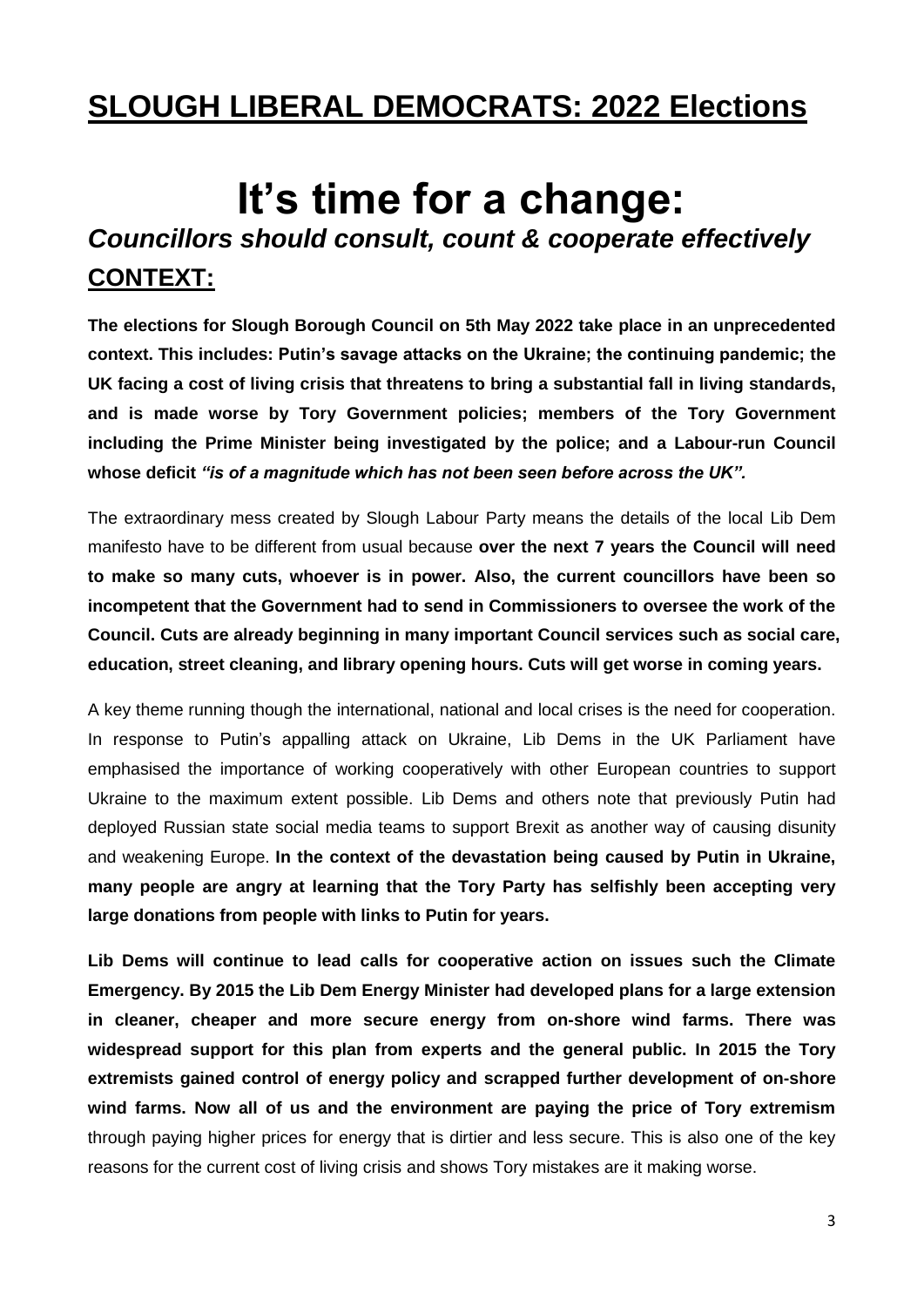## **SLOUGH LIBERAL DEMOCRATS: 2022 Elections**

# It's time for a change:

### *Councillors should consult, count & cooperate effectively*

## **CONTEXT:**

**The elections for Slough Borough Council on 5th May 2022 take place in an unprecedented context. This includes: Putin's savage attacks on the Ukraine; the continuing pandemic; the UK facing a cost of living crisis that threatens to bring a substantial fall in living standards, and is made worse by Tory Government policies; members of the Tory Government including the Prime Minister being investigated by the police; and a Labour-run Council whose deficit *"is of a magnitude which has not been seen before across the UK".***

The extraordinary mess created by Slough Labour Party means the details of the local Lib Dem manifesto have to be different from usual because **over the next 7 years the Council will need to make so many cuts, whoever is in power. Also, the current councillors have been so incompetent that the Government had to send in Commissioners to oversee the work of the Council. Cuts are already beginning in many important Council services such as social care, education, street cleaning, and library opening hours. Cuts will get worse in coming years.**

A key theme running though the international, national and local crises is the need for cooperation. In response to Putin's appalling attack on Ukraine, Lib Dems in the UK Parliament have emphasised the importance of working cooperatively with other European countries to support Ukraine to the maximum extent possible. Lib Dems and others note that previously Putin had deployed Russian state social media teams to support Brexit as another way of causing disunity and weakening Europe. **In the context of the devastation being caused by Putin in Ukraine, many people are angry at learning that the Tory Party has selfishly been accepting very large donations from people with links to Putin for years.**

**Lib Dems will continue to lead calls for cooperative action on issues such the Climate Emergency. By 2015 the Lib Dem Energy Minister had developed plans for a large extension in cleaner, cheaper and more secure energy from on-shore wind farms. There was widespread support for this plan from experts and the general public. In 2015 the Tory extremists gained control of energy policy and scrapped further development of on-shore wind farms. Now all of us and the environment are paying the price of Tory extremism** through paying higher prices for energy that is dirtier and less secure. This is also one of the key reasons for the current cost of living crisis and shows Tory mistakes are it making worse.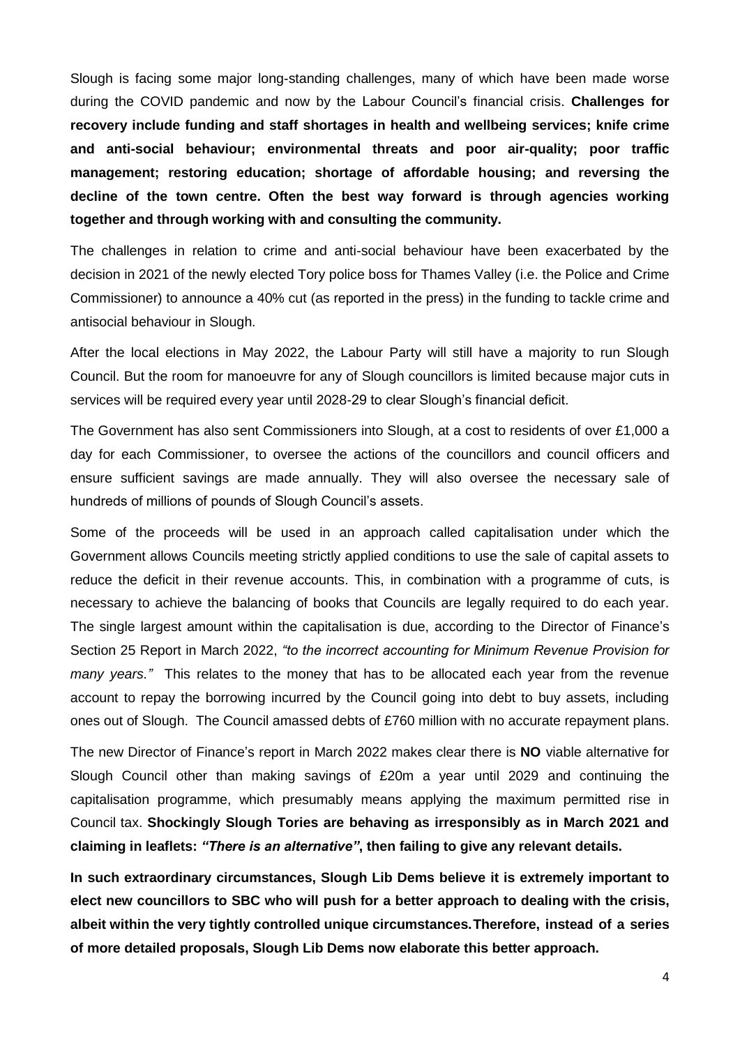Slough is facing some major long-standing challenges, many of which have been made worse during the COVID pandemic and now by the Labour Council's financial crisis. **Challenges for recovery include funding and staff shortages in health and wellbeing services; knife crime and anti-social behaviour; environmental threats and poor air-quality; poor traffic management; restoring education; shortage of affordable housing; and reversing the decline of the town centre. Often the best way forward is through agencies working together and through working with and consulting the community.**

The challenges in relation to crime and anti-social behaviour have been exacerbated by the decision in 2021 of the newly elected Tory police boss for Thames Valley (i.e. the Police and Crime Commissioner) to announce a 40% cut (as reported in the press) in the funding to tackle crime and antisocial behaviour in Slough.

After the local elections in May 2022, the Labour Party will still have a majority to run Slough Council. But the room for manoeuvre for any of Slough councillors is limited because major cuts in services will be required every year until 2028-29 to clear Slough's financial deficit.

The Government has also sent Commissioners into Slough, at a cost to residents of over £1,000 a day for each Commissioner, to oversee the actions of the councillors and council officers and ensure sufficient savings are made annually. They will also oversee the necessary sale of hundreds of millions of pounds of Slough Council's assets.

Some of the proceeds will be used in an approach called capitalisation under which the Government allows Councils meeting strictly applied conditions to use the sale of capital assets to reduce the deficit in their revenue accounts. This, in combination with a programme of cuts, is necessary to achieve the balancing of books that Councils are legally required to do each year. The single largest amount within the capitalisation is due, according to the Director of Finance's Section 25 Report in March 2022, *"to the incorrect accounting for Minimum Revenue Provision for many years."* This relates to the money that has to be allocated each year from the revenue account to repay the borrowing incurred by the Council going into debt to buy assets, including ones out of Slough. The Council amassed debts of £760 million with no accurate repayment plans.

The new Director of Finance's report in March 2022 makes clear there is **NO** viable alternative for Slough Council other than making savings of £20m a year until 2029 and continuing the capitalisation programme, which presumably means applying the maximum permitted rise in Council tax. **Shockingly Slough Tories are behaving as irresponsibly as in March 2021 and claiming in leaflets: *"There is an alternative"*, then failing to give any relevant details.**

**In such extraordinary circumstances, Slough Lib Dems believe it is extremely important to elect new councillors to SBC who will push for a better approach to dealing with the crisis, albeit within the very tightly controlled unique circumstances. Therefore, instead of a series of more detailed proposals, Slough Lib Dems now elaborate this better approach.**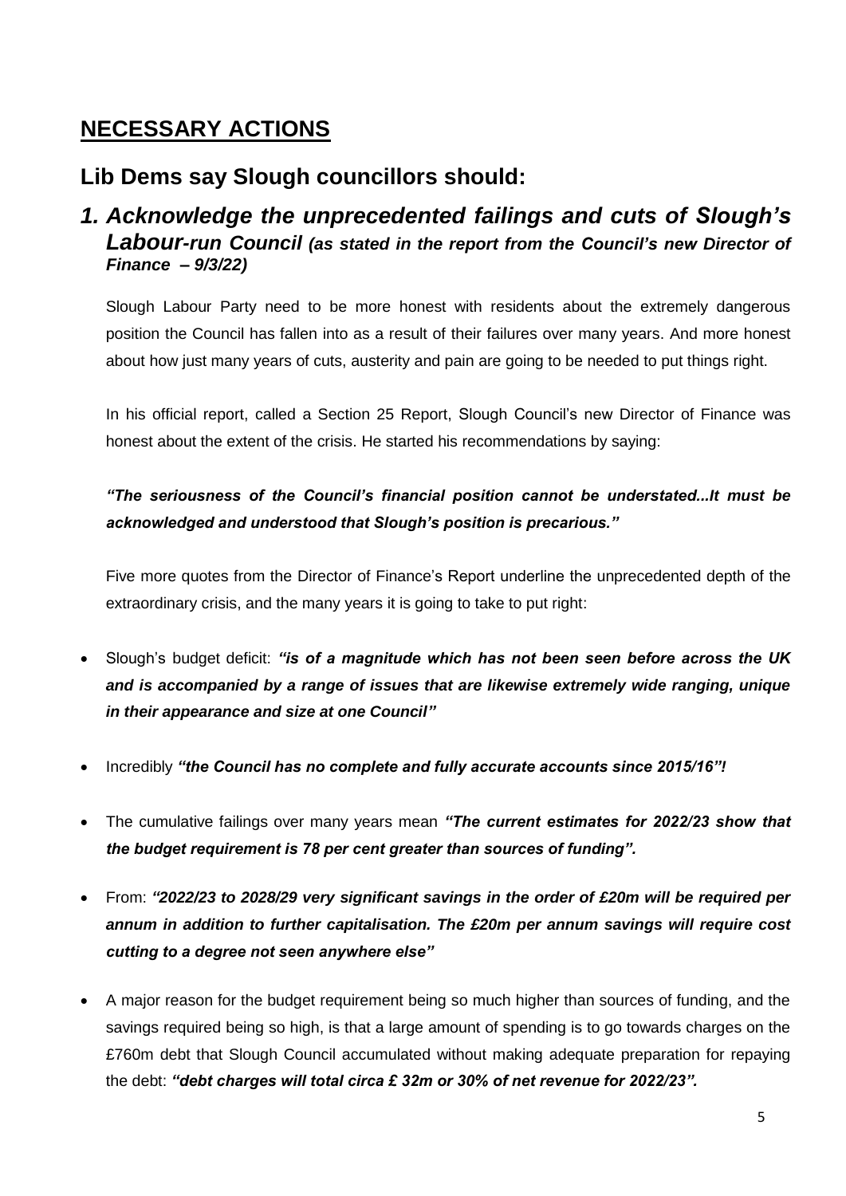# NECESSARY ACTIONS

## Lib Dems say Slough councillors should:

### *1. Acknowledge the unprecedented failings and cuts of Slough's Labour-run Council (as stated in the report from the Council's new Director of Finance – 9/3/22)*

Slough Labour Party need to be more honest with residents about the extremely dangerous position the Council has fallen into as a result of their failures over many years. And more honest about how just many years of cuts, austerity and pain are going to be needed to put things right.

In his official report, called a Section 25 Report, Slough Council's new Director of Finance was honest about the extent of the crisis. He started his recommendations by saying:

***"The seriousness of the Council's financial position cannot be understated...It must be acknowledged and understood that Slough's position is precarious."***

Five more quotes from the Director of Finance's Report underline the unprecedented depth of the extraordinary crisis, and the many years it is going to take to put right:

- Slough's budget deficit: ***"is of a magnitude which has not been seen before across the UK and is accompanied by a range of issues that are likewise extremely wide ranging, unique in their appearance and size at one Council"***
- Incredibly ***"the Council has no complete and fully accurate accounts since 2015/16"!***
- The cumulative failings over many years mean ***"The current estimates for 2022/23 show that the budget requirement is 78 per cent greater than sources of funding".***
- From: ***"2022/23 to 2028/29 very significant savings in the order of £20m will be required per annum in addition to further capitalisation. The £20m per annum savings will require cost cutting to a degree not seen anywhere else"***
- A major reason for the budget requirement being so much higher than sources of funding, and the savings required being so high, is that a large amount of spending is to go towards charges on the £760m debt that Slough Council accumulated without making adequate preparation for repaying the debt: ***"debt charges will total circa £ 32m or 30% of net revenue for 2022/23".***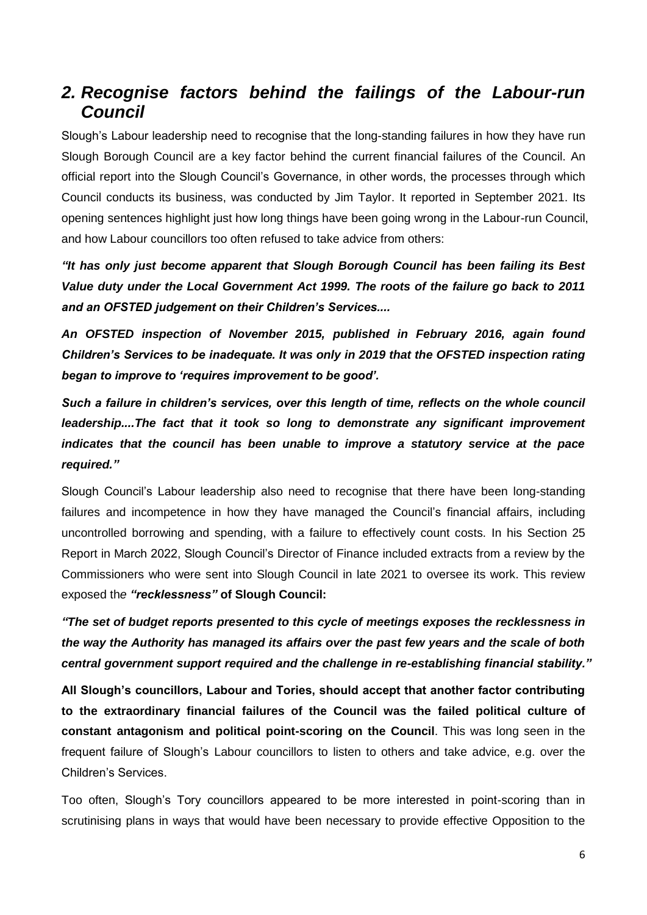## *2. Recognise factors behind the failings of the Labour-run Council*

Slough's Labour leadership need to recognise that the long-standing failures in how they have run Slough Borough Council are a key factor behind the current financial failures of the Council. An official report into the Slough Council's Governance, in other words, the processes through which Council conducts its business, was conducted by Jim Taylor. It reported in September 2021. Its opening sentences highlight just how long things have been going wrong in the Labour-run Council, and how Labour councillors too often refused to take advice from others:

***"It has only just become apparent that Slough Borough Council has been failing its Best Value duty under the Local Government Act 1999. The roots of the failure go back to 2011 and an OFSTED judgement on their Children's Services....***

***An OFSTED inspection of November 2015, published in February 2016, again found Children's Services to be inadequate. It was only in 2019 that the OFSTED inspection rating began to improve to 'requires improvement to be good'.***

***Such a failure in children's services, over this length of time, reflects on the whole council leadership....The fact that it took so long to demonstrate any significant improvement indicates that the council has been unable to improve a statutory service at the pace required."***

Slough Council's Labour leadership also need to recognise that there have been long-standing failures and incompetence in how they have managed the Council's financial affairs, including uncontrolled borrowing and spending, with a failure to effectively count costs. In his Section 25 Report in March 2022, Slough Council's Director of Finance included extracts from a review by the Commissioners who were sent into Slough Council in late 2021 to oversee its work. This review exposed the ***"recklessness"* of Slough Council:**

***"The set of budget reports presented to this cycle of meetings exposes the recklessness in the way the Authority has managed its affairs over the past few years and the scale of both central government support required and the challenge in re-establishing financial stability."***

**All Slough's councillors, Labour and Tories, should accept that another factor contributing to the extraordinary financial failures of the Council was the failed political culture of constant antagonism and political point-scoring on the Council**. This was long seen in the frequent failure of Slough's Labour councillors to listen to others and take advice, e.g. over the Children's Services.

Too often, Slough's Tory councillors appeared to be more interested in point-scoring than in scrutinising plans in ways that would have been necessary to provide effective Opposition to the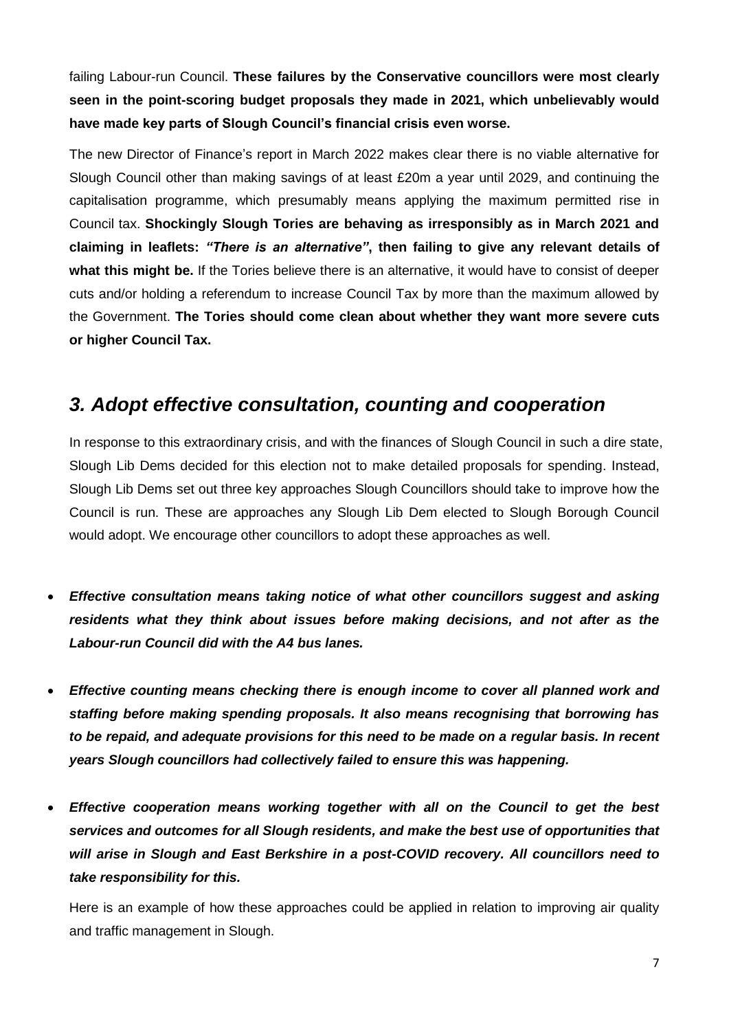failing Labour-run Council. **These failures by the Conservative councillors were most clearly seen in the point-scoring budget proposals they made in 2021, which unbelievably would have made key parts of Slough Council's financial crisis even worse.**

The new Director of Finance's report in March 2022 makes clear there is no viable alternative for Slough Council other than making savings of at least £20m a year until 2029, and continuing the capitalisation programme, which presumably means applying the maximum permitted rise in Council tax. **Shockingly Slough Tories are behaving as irresponsibly as in March 2021 and claiming in leaflets: *"There is an alternative"*, then failing to give any relevant details of what this might be.** If the Tories believe there is an alternative, it would have to consist of deeper cuts and/or holding a referendum to increase Council Tax by more than the maximum allowed by the Government. **The Tories should come clean about whether they want more severe cuts or higher Council Tax.**

## *3. Adopt effective consultation, counting and cooperation*

In response to this extraordinary crisis, and with the finances of Slough Council in such a dire state, Slough Lib Dems decided for this election not to make detailed proposals for spending. Instead, Slough Lib Dems set out three key approaches Slough Councillors should take to improve how the Council is run. These are approaches any Slough Lib Dem elected to Slough Borough Council would adopt. We encourage other councillors to adopt these approaches as well.

- ***Effective consultation means taking notice of what other councillors suggest and asking residents what they think about issues before making decisions, and not after as the Labour-run Council did with the A4 bus lanes.***
- ***Effective counting means checking there is enough income to cover all planned work and staffing before making spending proposals. It also means recognising that borrowing has to be repaid, and adequate provisions for this need to be made on a regular basis. In recent years Slough councillors had collectively failed to ensure this was happening.***
- ***Effective cooperation means working together with all on the Council to get the best services and outcomes for all Slough residents, and make the best use of opportunities that will arise in Slough and East Berkshire in a post-COVID recovery. All councillors need to take responsibility for this.***

Here is an example of how these approaches could be applied in relation to improving air quality and traffic management in Slough.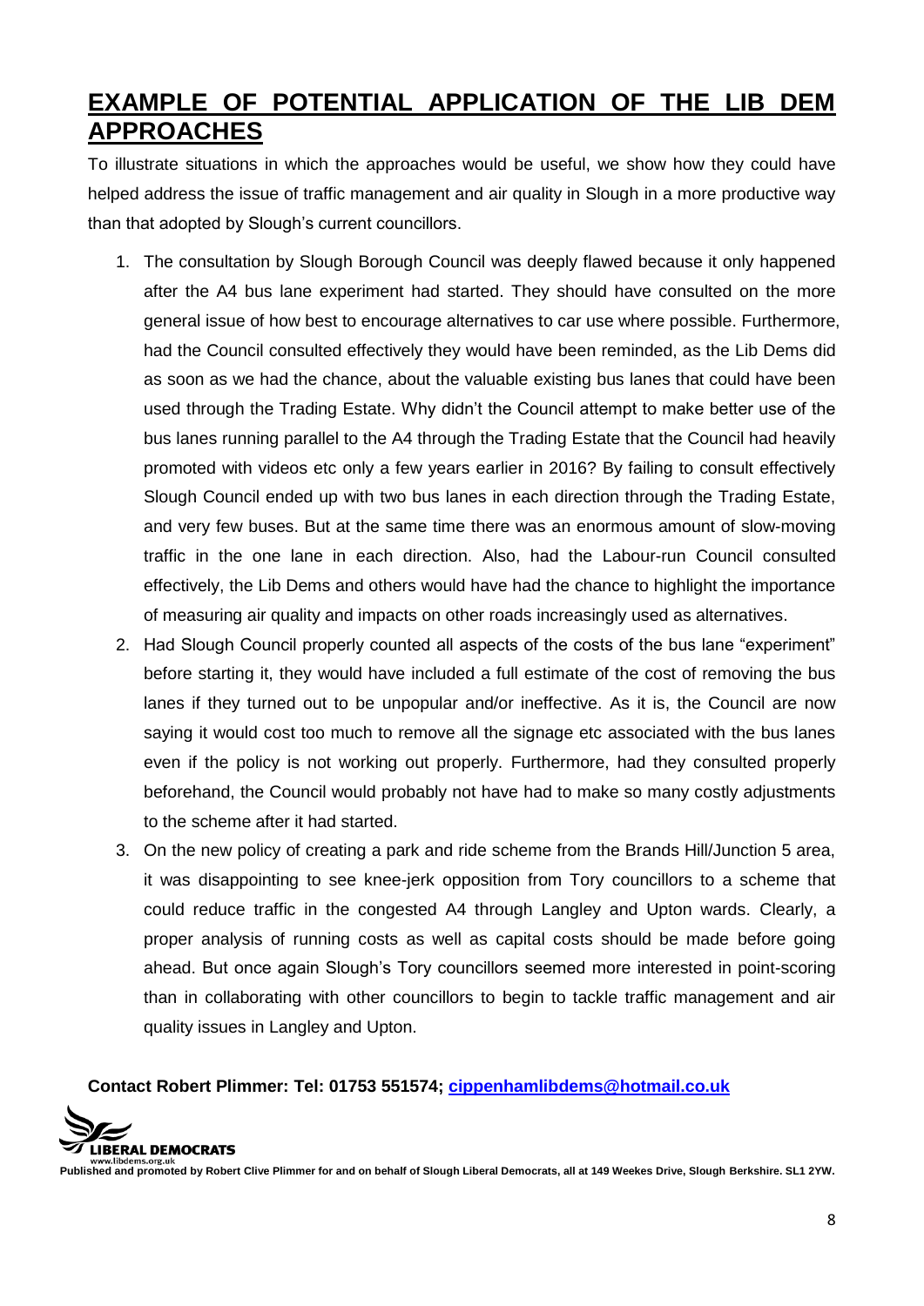# EXAMPLE OF POTENTIAL APPLICATION OF THE LIB DEM APPROACHES

To illustrate situations in which the approaches would be useful, we show how they could have helped address the issue of traffic management and air quality in Slough in a more productive way than that adopted by Slough's current councillors.

1. The consultation by Slough Borough Council was deeply flawed because it only happened after the A4 bus lane experiment had started. They should have consulted on the more general issue of how best to encourage alternatives to car use where possible. Furthermore, had the Council consulted effectively they would have been reminded, as the Lib Dems did as soon as we had the chance, about the valuable existing bus lanes that could have been used through the Trading Estate. Why didn't the Council attempt to make better use of the bus lanes running parallel to the A4 through the Trading Estate that the Council had heavily promoted with videos etc only a few years earlier in 2016? By failing to consult effectively Slough Council ended up with two bus lanes in each direction through the Trading Estate, and very few buses. But at the same time there was an enormous amount of slow-moving traffic in the one lane in each direction. Also, had the Labour-run Council consulted effectively, the Lib Dems and others would have had the chance to highlight the importance of measuring air quality and impacts on other roads increasingly used as alternatives.
2. Had Slough Council properly counted all aspects of the costs of the bus lane "experiment" before starting it, they would have included a full estimate of the cost of removing the bus lanes if they turned out to be unpopular and/or ineffective. As it is, the Council are now saying it would cost too much to remove all the signage etc associated with the bus lanes even if the policy is not working out properly. Furthermore, had they consulted properly beforehand, the Council would probably not have had to make so many costly adjustments to the scheme after it had started.
3. On the new policy of creating a park and ride scheme from the Brands Hill/Junction 5 area, it was disappointing to see knee-jerk opposition from Tory councillors to a scheme that could reduce traffic in the congested A4 through Langley and Upton wards. Clearly, a proper analysis of running costs as well as capital costs should be made before going ahead. But once again Slough's Tory councillors seemed more interested in point-scoring than in collaborating with other councillors to begin to tackle traffic management and air quality issues in Langley and Upton.

**Contact Robert Plimmer: Tel: 01753 551574; cippenhamlibdems@hotmail.co.uk**

LIBERAL DEMOCRATS
www.libdems.org.uk

**Published and promoted by Robert Clive Plimmer for and on behalf of Slough Liberal Democrats, all at 149 Weekes Drive, Slough Berkshire. SL1 2YW.**